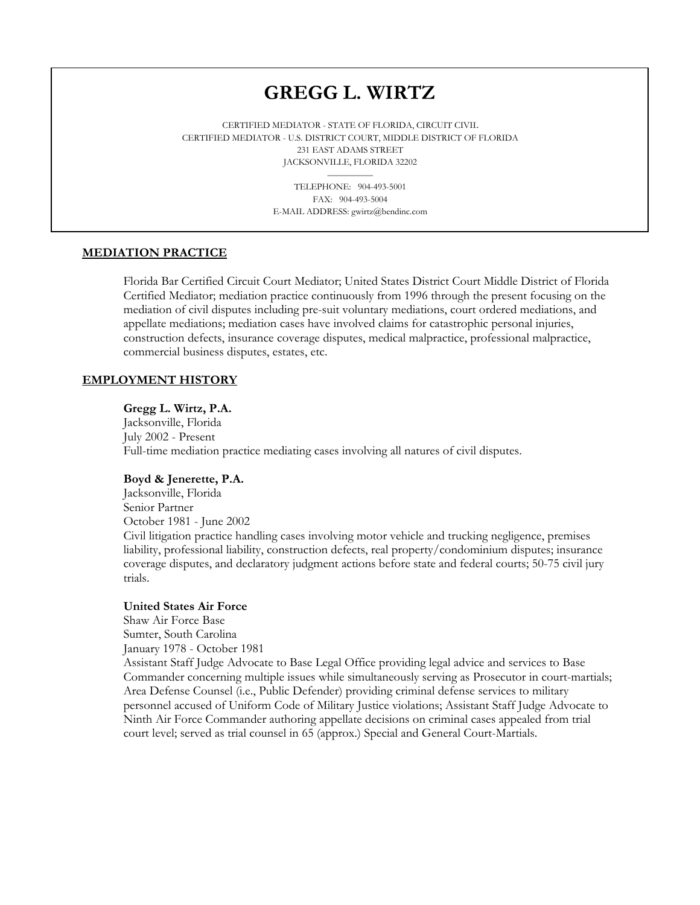# GREGG L. WIRTZ

CERTIFIED MEDIATOR - STATE OF FLORIDA, CIRCUIT CIVIL
CERTIFIED MEDIATOR - U.S. DISTRICT COURT, MIDDLE DISTRICT OF FLORIDA
231 EAST ADAMS STREET
JACKSONVILLE, FLORIDA 32202

TELEPHONE: 904-493-5001
FAX: 904-493-5004
E-MAIL ADDRESS: gwirtz@bendinc.com

## MEDIATION PRACTICE

Florida Bar Certified Circuit Court Mediator; United States District Court Middle District of Florida Certified Mediator; mediation practice continuously from 1996 through the present focusing on the mediation of civil disputes including pre-suit voluntary mediations, court ordered mediations, and appellate mediations; mediation cases have involved claims for catastrophic personal injuries, construction defects, insurance coverage disputes, medical malpractice, professional malpractice, commercial business disputes, estates, etc.

## EMPLOYMENT HISTORY

**Gregg L. Wirtz, P.A.**
Jacksonville, Florida
July 2002 - Present
Full-time mediation practice mediating cases involving all natures of civil disputes.

**Boyd & Jenerette, P.A.**
Jacksonville, Florida
Senior Partner
October 1981 - June 2002
Civil litigation practice handling cases involving motor vehicle and trucking negligence, premises liability, professional liability, construction defects, real property/condominium disputes; insurance coverage disputes, and declaratory judgment actions before state and federal courts; 50-75 civil jury trials.

**United States Air Force**
Shaw Air Force Base
Sumter, South Carolina
January 1978 - October 1981
Assistant Staff Judge Advocate to Base Legal Office providing legal advice and services to Base Commander concerning multiple issues while simultaneously serving as Prosecutor in court-martials; Area Defense Counsel (i.e., Public Defender) providing criminal defense services to military personnel accused of Uniform Code of Military Justice violations; Assistant Staff Judge Advocate to Ninth Air Force Commander authoring appellate decisions on criminal cases appealed from trial court level; served as trial counsel in 65 (approx.) Special and General Court-Martials.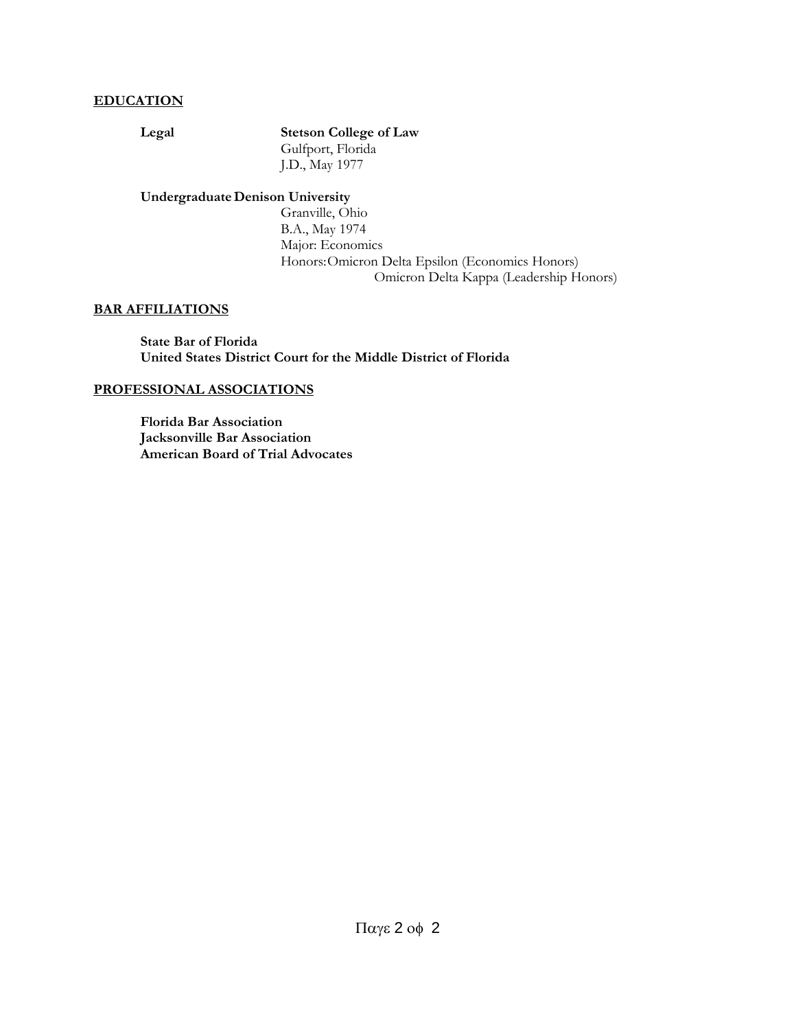## EDUCATION

**Legal** **Stetson College of Law**
Gulfport, Florida
J.D., May 1977

**Undergraduate** **Denison University**
Granville, Ohio
B.A., May 1974
Major: Economics
Honors: Omicron Delta Epsilon (Economics Honors)
Omicron Delta Kappa (Leadership Honors)

## BAR AFFILIATIONS

**State Bar of Florida**
**United States District Court for the Middle District of Florida**

## PROFESSIONAL ASSOCIATIONS

**Florida Bar Association**
**Jacksonville Bar Association**
**American Board of Trial Advocates**